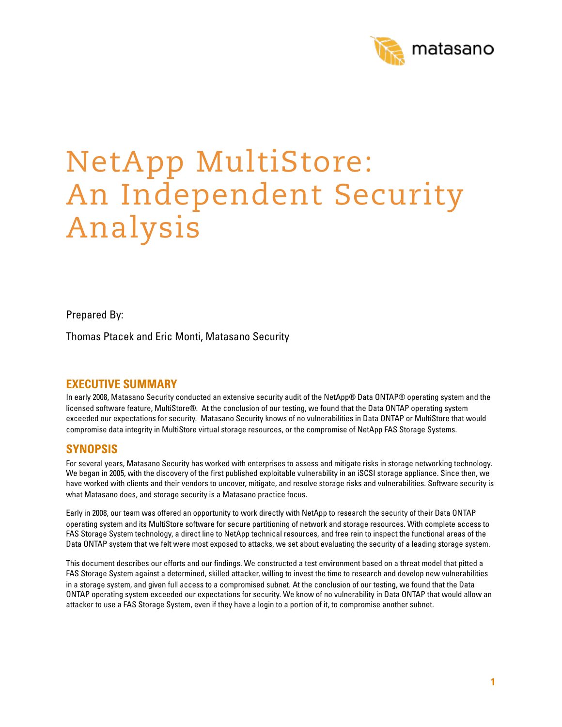# NetApp MultiStore: An Independent Security Analysis

Prepared By:

Thomas Ptacek and Eric Monti, Matasano Security

## EXECUTIVE SUMMARY

In early 2008, Matasano Security conducted an extensive security audit of the NetApp® Data ONTAP® operating system and the licensed software feature, MultiStore®. At the conclusion of our testing, we found that the Data ONTAP operating system exceeded our expectations for security. Matasano Security knows of no vulnerabilities in Data ONTAP or MultiStore that would compromise data integrity in MultiStore virtual storage resources, or the compromise of NetApp FAS Storage Systems.

## SYNOPSIS

For several years, Matasano Security has worked with enterprises to assess and mitigate risks in storage networking technology. We began in 2005, with the discovery of the first published exploitable vulnerability in an iSCSI storage appliance. Since then, we have worked with clients and their vendors to uncover, mitigate, and resolve storage risks and vulnerabilities. Software security is what Matasano does, and storage security is a Matasano practice focus.

Early in 2008, our team was offered an opportunity to work directly with NetApp to research the security of their Data ONTAP operating system and its MultiStore software for secure partitioning of network and storage resources. With complete access to FAS Storage System technology, a direct line to NetApp technical resources, and free rein to inspect the functional areas of the Data ONTAP system that we felt were most exposed to attacks, we set about evaluating the security of a leading storage system.

This document describes our efforts and our findings. We constructed a test environment based on a threat model that pitted a FAS Storage System against a determined, skilled attacker, willing to invest the time to research and develop new vulnerabilities in a storage system, and given full access to a compromised subnet. At the conclusion of our testing, we found that the Data ONTAP operating system exceeded our expectations for security. We know of no vulnerability in Data ONTAP that would allow an attacker to use a FAS Storage System, even if they have a login to a portion of it, to compromise another subnet.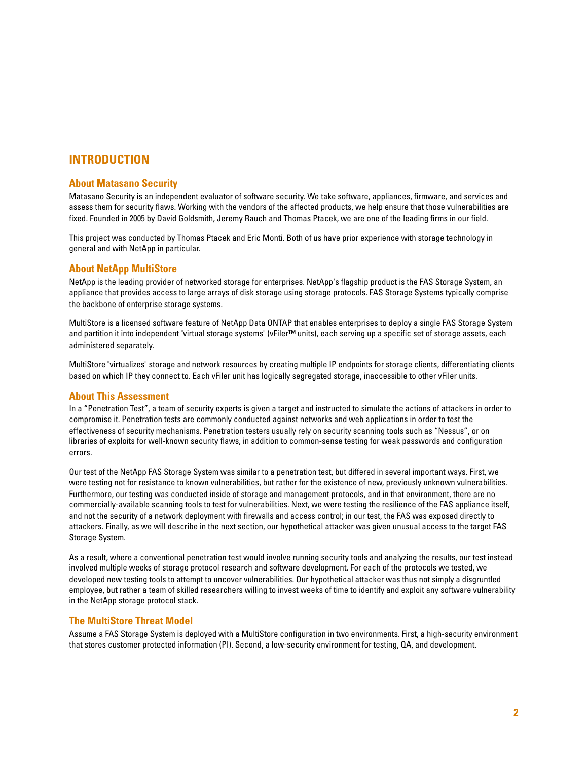# INTRODUCTION

## About Matasano Security

Matasano Security is an independent evaluator of software security. We take software, appliances, firmware, and services and assess them for security flaws. Working with the vendors of the affected products, we help ensure that those vulnerabilities are fixed. Founded in 2005 by David Goldsmith, Jeremy Rauch and Thomas Ptacek, we are one of the leading firms in our field.

This project was conducted by Thomas Ptacek and Eric Monti. Both of us have prior experience with storage technology in general and with NetApp in particular.

## About NetApp MultiStore

NetApp is the leading provider of networked storage for enterprises. NetApp's flagship product is the FAS Storage System, an appliance that provides access to large arrays of disk storage using storage protocols. FAS Storage Systems typically comprise the backbone of enterprise storage systems.

MultiStore is a licensed software feature of NetApp Data ONTAP that enables enterprises to deploy a single FAS Storage System and partition it into independent "virtual storage systems" (vFiler™ units), each serving up a specific set of storage assets, each administered separately.

MultiStore "virtualizes" storage and network resources by creating multiple IP endpoints for storage clients, differentiating clients based on which IP they connect to. Each vFiler unit has logically segregated storage, inaccessible to other vFiler units.

## About This Assessment

In a "Penetration Test", a team of security experts is given a target and instructed to simulate the actions of attackers in order to compromise it. Penetration tests are commonly conducted against networks and web applications in order to test the effectiveness of security mechanisms. Penetration testers usually rely on security scanning tools such as "Nessus", or on libraries of exploits for well-known security flaws, in addition to common-sense testing for weak passwords and configuration errors.

Our test of the NetApp FAS Storage System was similar to a penetration test, but differed in several important ways. First, we were testing not for resistance to known vulnerabilities, but rather for the existence of new, previously unknown vulnerabilities. Furthermore, our testing was conducted inside of storage and management protocols, and in that environment, there are no commercially-available scanning tools to test for vulnerabilities. Next, we were testing the resilience of the FAS appliance itself, and not the security of a network deployment with firewalls and access control; in our test, the FAS was exposed directly to attackers. Finally, as we will describe in the next section, our hypothetical attacker was given unusual access to the target FAS Storage System.

As a result, where a conventional penetration test would involve running security tools and analyzing the results, our test instead involved multiple weeks of storage protocol research and software development. For each of the protocols we tested, we developed new testing tools to attempt to uncover vulnerabilities. Our hypothetical attacker was thus not simply a disgruntled employee, but rather a team of skilled researchers willing to invest weeks of time to identify and exploit any software vulnerability in the NetApp storage protocol stack.

## The MultiStore Threat Model

Assume a FAS Storage System is deployed with a MultiStore configuration in two environments. First, a high-security environment that stores customer protected information (PI). Second, a low-security environment for testing, QA, and development.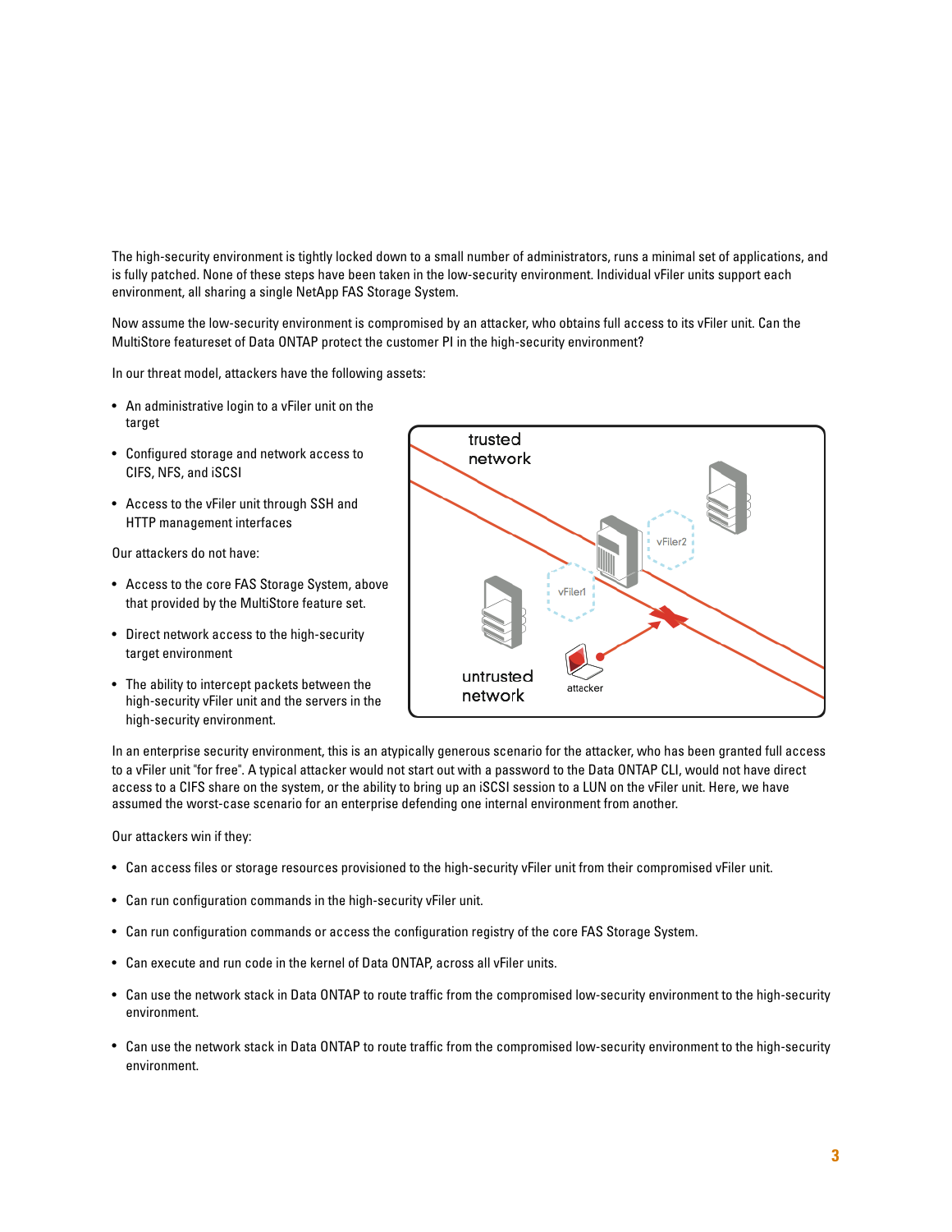The high-security environment is tightly locked down to a small number of administrators, runs a minimal set of applications, and is fully patched. None of these steps have been taken in the low-security environment. Individual vFiler units support each environment, all sharing a single NetApp FAS Storage System.

Now assume the low-security environment is compromised by an attacker, who obtains full access to its vFiler unit. Can the MultiStore featureset of Data ONTAP protect the customer PI in the high-security environment?

In our threat model, attackers have the following assets:

- An administrative login to a vFiler unit on the target
- Configured storage and network access to CIFS, NFS, and iSCSI
- Access to the vFiler unit through SSH and HTTP management interfaces

Our attackers do not have:

- Access to the core FAS Storage System, above that provided by the MultiStore feature set.
- Direct network access to the high-security target environment
- The ability to intercept packets between the high-security vFiler unit and the servers in the high-security environment.

In an enterprise security environment, this is an atypically generous scenario for the attacker, who has been granted full access to a vFiler unit "for free". A typical attacker would not start out with a password to the Data ONTAP CLI, would not have direct access to a CIFS share on the system, or the ability to bring up an iSCSI session to a LUN on the vFiler unit. Here, we have assumed the worst-case scenario for an enterprise defending one internal environment from another.

Our attackers win if they:

- Can access files or storage resources provisioned to the high-security vFiler unit from their compromised vFiler unit.
- Can run configuration commands in the high-security vFiler unit.
- Can run configuration commands or access the configuration registry of the core FAS Storage System.
- Can execute and run code in the kernel of Data ONTAP, across all vFiler units.
- Can use the network stack in Data ONTAP to route traffic from the compromised low-security environment to the high-security environment.
- Can use the network stack in Data ONTAP to route traffic from the compromised low-security environment to the high-security environment.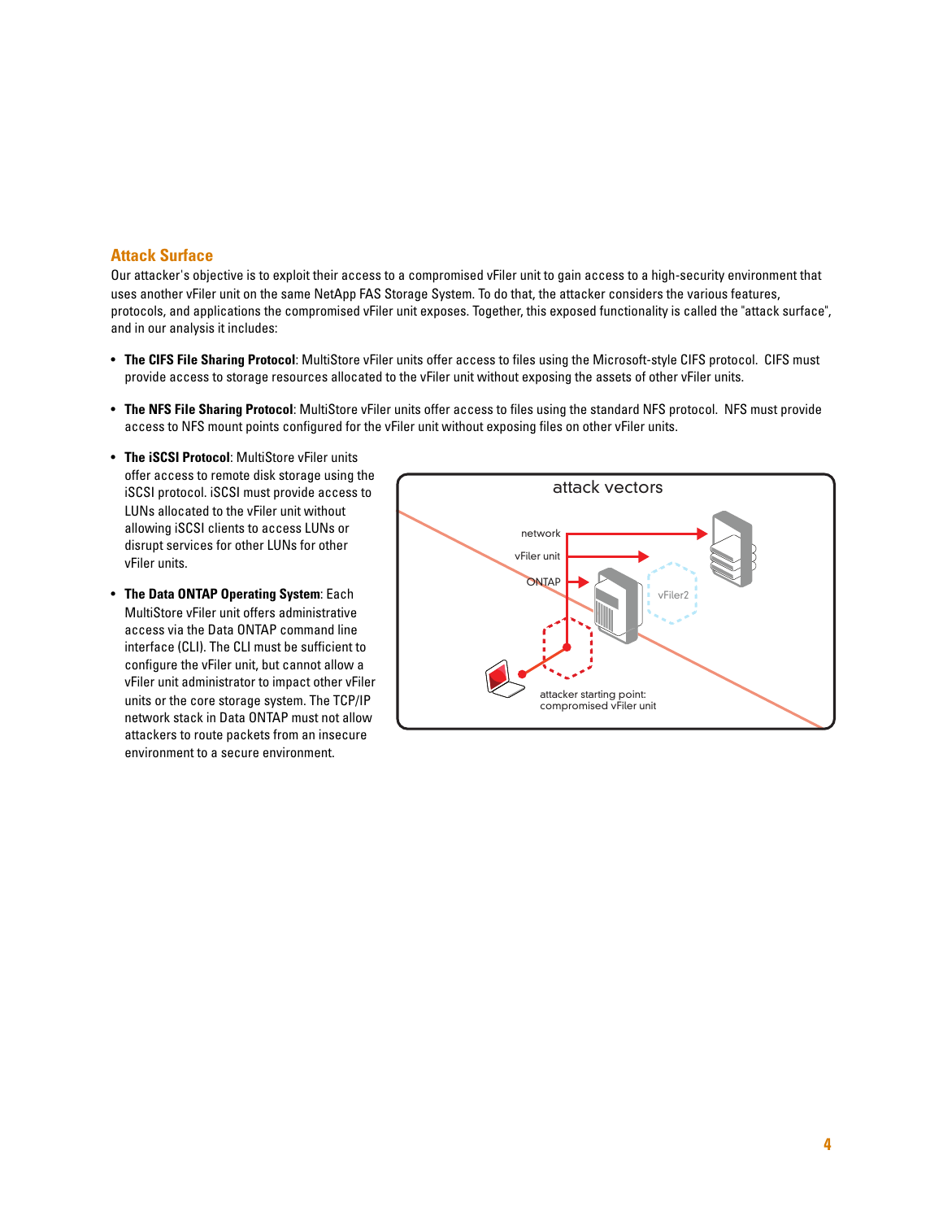## Attack Surface

Our attacker's objective is to exploit their access to a compromised vFiler unit to gain access to a high-security environment that uses another vFiler unit on the same NetApp FAS Storage System. To do that, the attacker considers the various features, protocols, and applications the compromised vFiler unit exposes. Together, this exposed functionality is called the "attack surface", and in our analysis it includes:

- **The CIFS File Sharing Protocol**: MultiStore vFiler units offer access to files using the Microsoft-style CIFS protocol. CIFS must provide access to storage resources allocated to the vFiler unit without exposing the assets of other vFiler units.
- **The NFS File Sharing Protocol**: MultiStore vFiler units offer access to files using the standard NFS protocol. NFS must provide access to NFS mount points configured for the vFiler unit without exposing files on other vFiler units.
- **The iSCSI Protocol**: MultiStore vFiler units offer access to remote disk storage using the iSCSI protocol. iSCSI must provide access to LUNs allocated to the vFiler unit without allowing iSCSI clients to access LUNs or disrupt services for other LUNs for other vFiler units.
- **The Data ONTAP Operating System**: Each MultiStore vFiler unit offers administrative access via the Data ONTAP command line interface (CLI). The CLI must be sufficient to configure the vFiler unit, but cannot allow a vFiler unit administrator to impact other vFiler units or the core storage system. The TCP/IP network stack in Data ONTAP must not allow attackers to route packets from an insecure environment to a secure environment.

attack vectors

network

vFiler unit

ONTAP

vFiler2

attacker starting point: compromised vFiler unit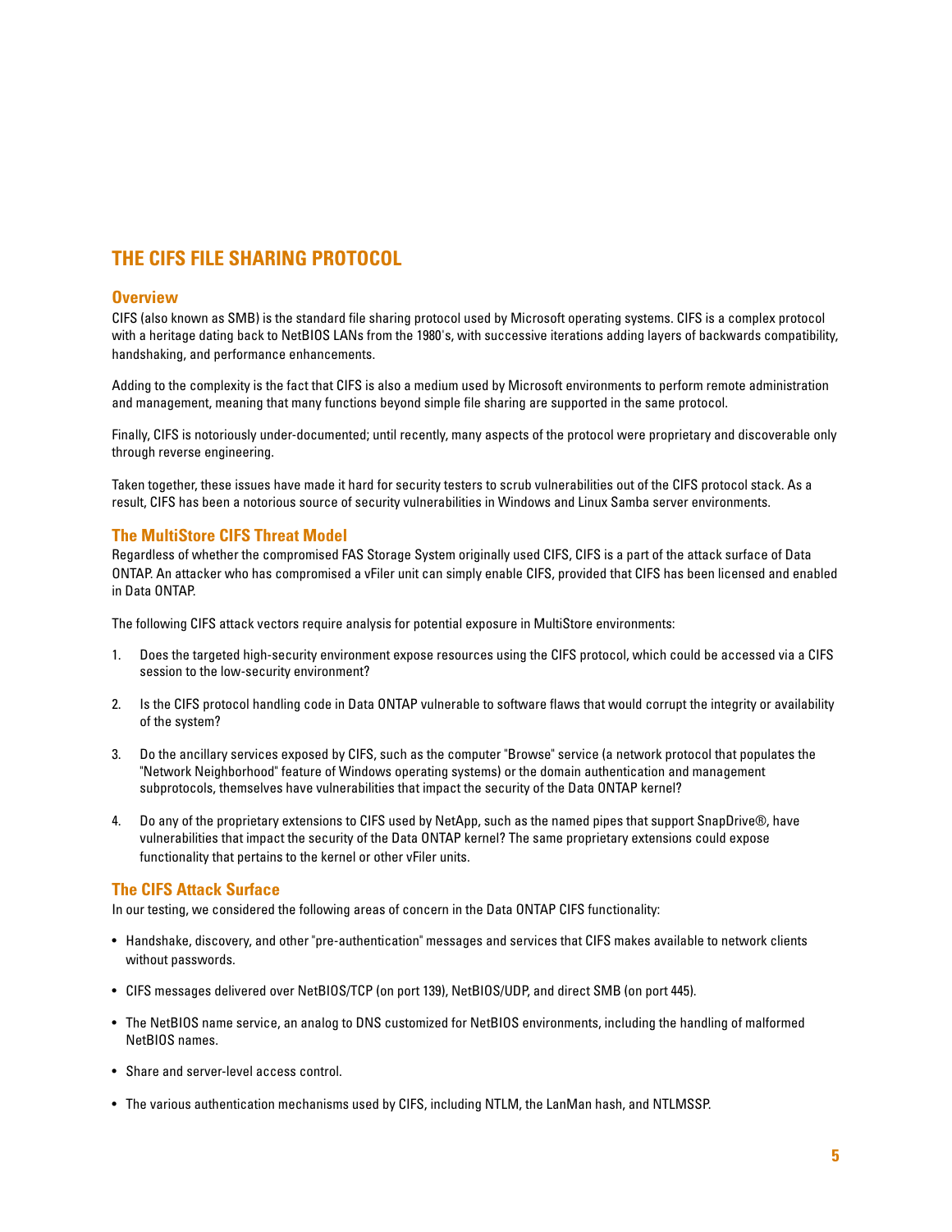# THE CIFS FILE SHARING PROTOCOL

## Overview

CIFS (also known as SMB) is the standard file sharing protocol used by Microsoft operating systems. CIFS is a complex protocol with a heritage dating back to NetBIOS LANs from the 1980's, with successive iterations adding layers of backwards compatibility, handshaking, and performance enhancements.

Adding to the complexity is the fact that CIFS is also a medium used by Microsoft environments to perform remote administration and management, meaning that many functions beyond simple file sharing are supported in the same protocol.

Finally, CIFS is notoriously under-documented; until recently, many aspects of the protocol were proprietary and discoverable only through reverse engineering.

Taken together, these issues have made it hard for security testers to scrub vulnerabilities out of the CIFS protocol stack. As a result, CIFS has been a notorious source of security vulnerabilities in Windows and Linux Samba server environments.

## The MultiStore CIFS Threat Model

Regardless of whether the compromised FAS Storage System originally used CIFS, CIFS is a part of the attack surface of Data ONTAP. An attacker who has compromised a vFiler unit can simply enable CIFS, provided that CIFS has been licensed and enabled in Data ONTAP.

The following CIFS attack vectors require analysis for potential exposure in MultiStore environments:

1. Does the targeted high-security environment expose resources using the CIFS protocol, which could be accessed via a CIFS session to the low-security environment?

2. Is the CIFS protocol handling code in Data ONTAP vulnerable to software flaws that would corrupt the integrity or availability of the system?

3. Do the ancillary services exposed by CIFS, such as the computer "Browse" service (a network protocol that populates the "Network Neighborhood" feature of Windows operating systems) or the domain authentication and management subprotocols, themselves have vulnerabilities that impact the security of the Data ONTAP kernel?

4. Do any of the proprietary extensions to CIFS used by NetApp, such as the named pipes that support SnapDrive®, have vulnerabilities that impact the security of the Data ONTAP kernel? The same proprietary extensions could expose functionality that pertains to the kernel or other vFiler units.

## The CIFS Attack Surface

In our testing, we considered the following areas of concern in the Data ONTAP CIFS functionality:

- Handshake, discovery, and other "pre-authentication" messages and services that CIFS makes available to network clients without passwords.

- CIFS messages delivered over NetBIOS/TCP (on port 139), NetBIOS/UDP, and direct SMB (on port 445).

- The NetBIOS name service, an analog to DNS customized for NetBIOS environments, including the handling of malformed NetBIOS names.

- Share and server-level access control.

- The various authentication mechanisms used by CIFS, including NTLM, the LanMan hash, and NTLMSSP.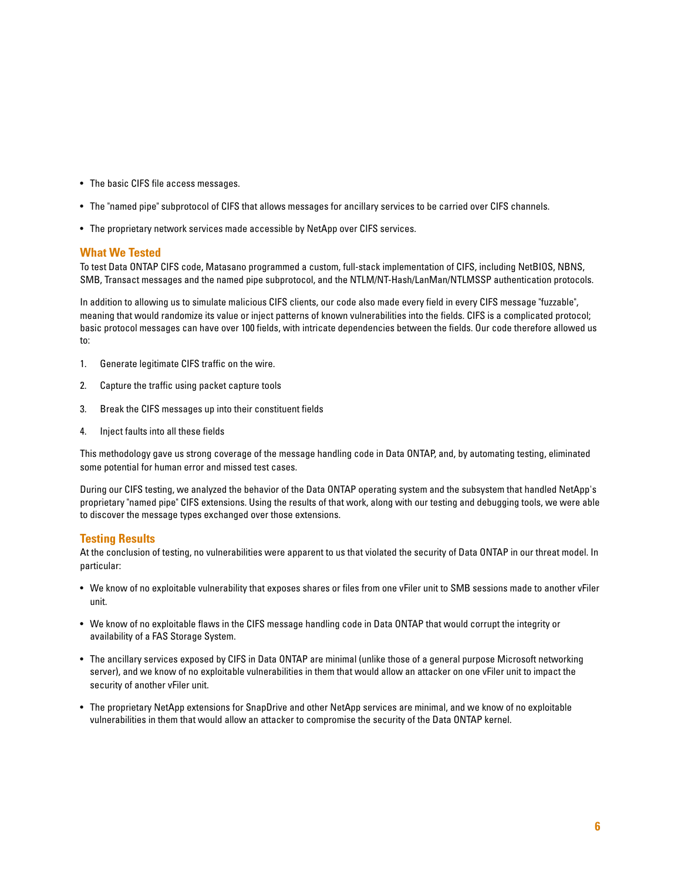- The basic CIFS file access messages.
- The "named pipe" subprotocol of CIFS that allows messages for ancillary services to be carried over CIFS channels.
- The proprietary network services made accessible by NetApp over CIFS services.

### What We Tested

To test Data ONTAP CIFS code, Matasano programmed a custom, full-stack implementation of CIFS, including NetBIOS, NBNS, SMB, Transact messages and the named pipe subprotocol, and the NTLM/NT-Hash/LanMan/NTLMSSP authentication protocols.

In addition to allowing us to simulate malicious CIFS clients, our code also made every field in every CIFS message "fuzzable", meaning that would randomize its value or inject patterns of known vulnerabilities into the fields. CIFS is a complicated protocol; basic protocol messages can have over 100 fields, with intricate dependencies between the fields. Our code therefore allowed us to:

1. Generate legitimate CIFS traffic on the wire.
2. Capture the traffic using packet capture tools
3. Break the CIFS messages up into their constituent fields
4. Inject faults into all these fields

This methodology gave us strong coverage of the message handling code in Data ONTAP, and, by automating testing, eliminated some potential for human error and missed test cases.

During our CIFS testing, we analyzed the behavior of the Data ONTAP operating system and the subsystem that handled NetApp's proprietary "named pipe" CIFS extensions. Using the results of that work, along with our testing and debugging tools, we were able to discover the message types exchanged over those extensions.

### Testing Results

At the conclusion of testing, no vulnerabilities were apparent to us that violated the security of Data ONTAP in our threat model. In particular:

- We know of no exploitable vulnerability that exposes shares or files from one vFiler unit to SMB sessions made to another vFiler unit.
- We know of no exploitable flaws in the CIFS message handling code in Data ONTAP that would corrupt the integrity or availability of a FAS Storage System.
- The ancillary services exposed by CIFS in Data ONTAP are minimal (unlike those of a general purpose Microsoft networking server), and we know of no exploitable vulnerabilities in them that would allow an attacker on one vFiler unit to impact the security of another vFiler unit.
- The proprietary NetApp extensions for SnapDrive and other NetApp services are minimal, and we know of no exploitable vulnerabilities in them that would allow an attacker to compromise the security of the Data ONTAP kernel.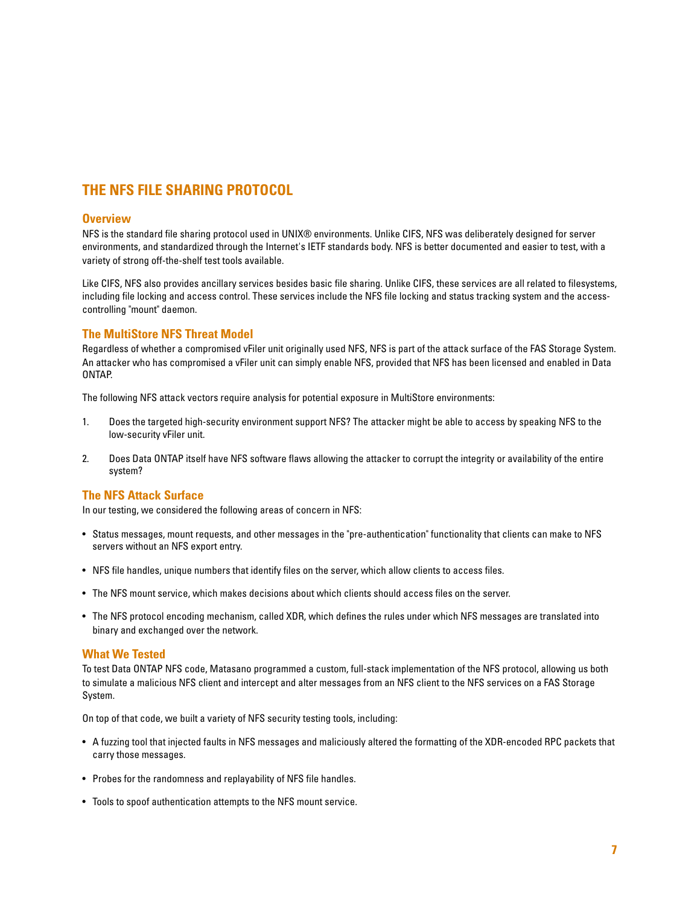# THE NFS FILE SHARING PROTOCOL

## Overview

NFS is the standard file sharing protocol used in UNIX® environments. Unlike CIFS, NFS was deliberately designed for server environments, and standardized through the Internet's IETF standards body. NFS is better documented and easier to test, with a variety of strong off-the-shelf test tools available.

Like CIFS, NFS also provides ancillary services besides basic file sharing. Unlike CIFS, these services are all related to filesystems, including file locking and access control. These services include the NFS file locking and status tracking system and the access-controlling "mount" daemon.

## The MultiStore NFS Threat Model

Regardless of whether a compromised vFiler unit originally used NFS, NFS is part of the attack surface of the FAS Storage System. An attacker who has compromised a vFiler unit can simply enable NFS, provided that NFS has been licensed and enabled in Data ONTAP.

The following NFS attack vectors require analysis for potential exposure in MultiStore environments:

1. Does the targeted high-security environment support NFS? The attacker might be able to access by speaking NFS to the low-security vFiler unit.

2. Does Data ONTAP itself have NFS software flaws allowing the attacker to corrupt the integrity or availability of the entire system?

## The NFS Attack Surface

In our testing, we considered the following areas of concern in NFS:

- Status messages, mount requests, and other messages in the "pre-authentication" functionality that clients can make to NFS servers without an NFS export entry.

- NFS file handles, unique numbers that identify files on the server, which allow clients to access files.

- The NFS mount service, which makes decisions about which clients should access files on the server.

- The NFS protocol encoding mechanism, called XDR, which defines the rules under which NFS messages are translated into binary and exchanged over the network.

## What We Tested

To test Data ONTAP NFS code, Matasano programmed a custom, full-stack implementation of the NFS protocol, allowing us both to simulate a malicious NFS client and intercept and alter messages from an NFS client to the NFS services on a FAS Storage System.

On top of that code, we built a variety of NFS security testing tools, including:

- A fuzzing tool that injected faults in NFS messages and maliciously altered the formatting of the XDR-encoded RPC packets that carry those messages.

- Probes for the randomness and replayability of NFS file handles.

- Tools to spoof authentication attempts to the NFS mount service.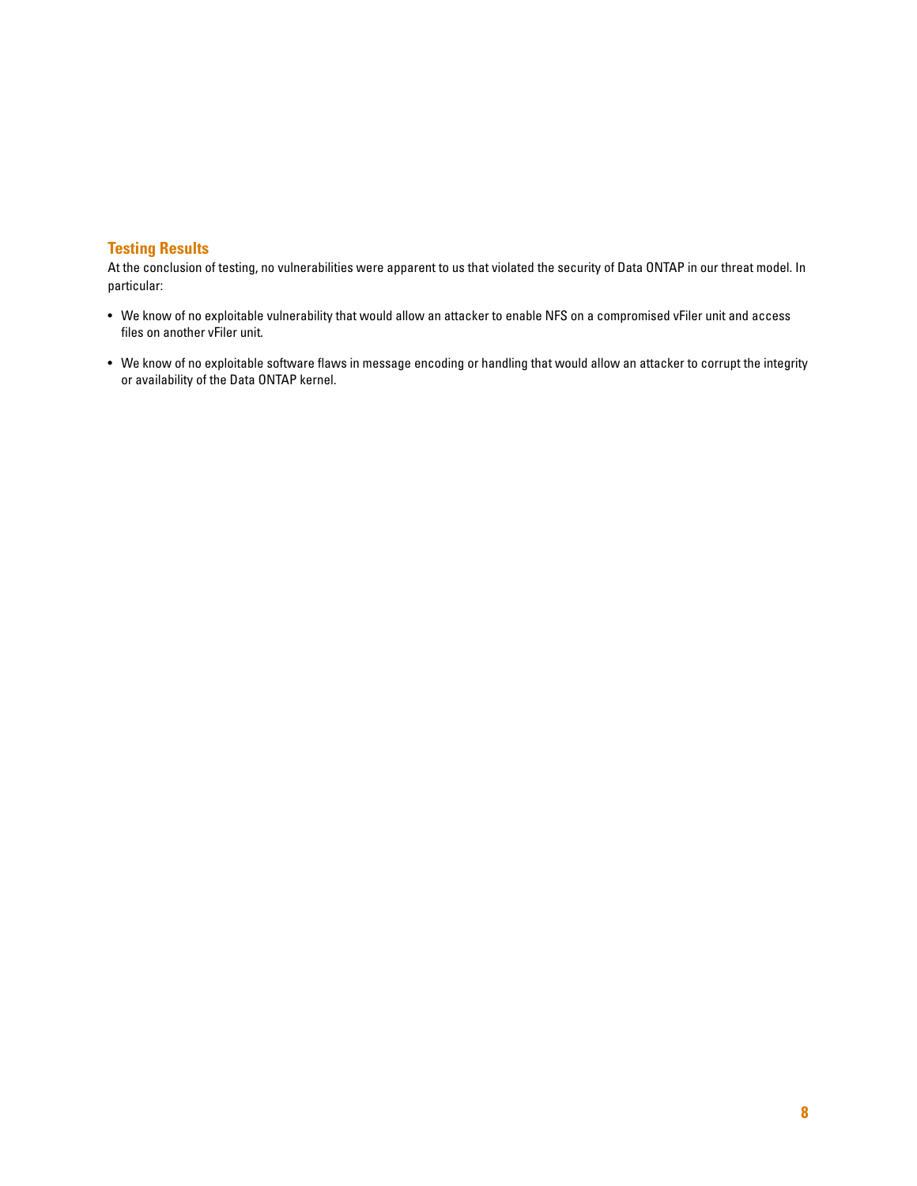## Testing Results

At the conclusion of testing, no vulnerabilities were apparent to us that violated the security of Data ONTAP in our threat model. In particular:

- We know of no exploitable vulnerability that would allow an attacker to enable NFS on a compromised vFiler unit and access files on another vFiler unit.
- We know of no exploitable software flaws in message encoding or handling that would allow an attacker to corrupt the integrity or availability of the Data ONTAP kernel.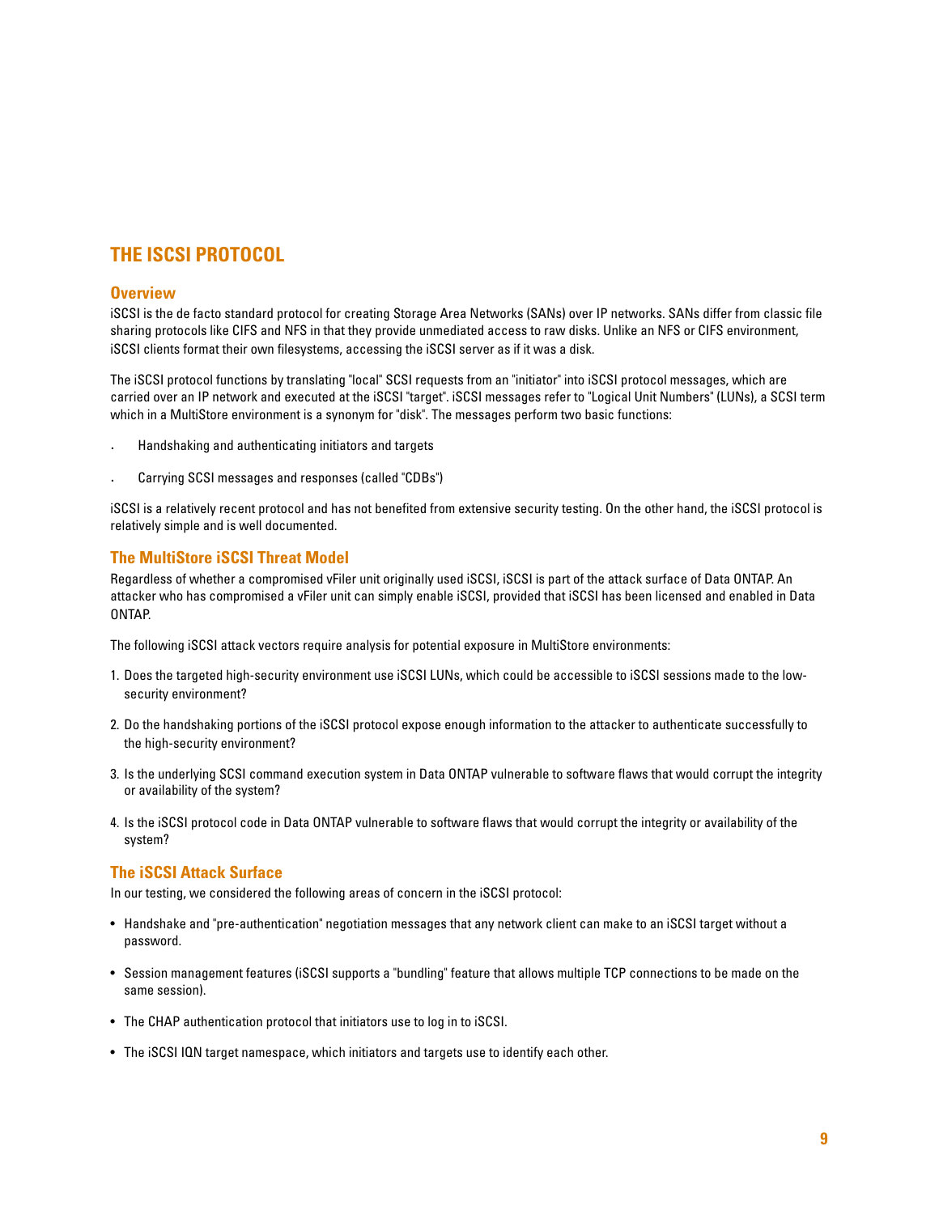# THE ISCSI PROTOCOL

## Overview

iSCSI is the de facto standard protocol for creating Storage Area Networks (SANs) over IP networks. SANs differ from classic file sharing protocols like CIFS and NFS in that they provide unmediated access to raw disks. Unlike an NFS or CIFS environment, iSCSI clients format their own filesystems, accessing the iSCSI server as if it was a disk.

The iSCSI protocol functions by translating "local" SCSI requests from an "initiator" into iSCSI protocol messages, which are carried over an IP network and executed at the iSCSI "target". iSCSI messages refer to "Logical Unit Numbers" (LUNs), a SCSI term which in a MultiStore environment is a synonym for "disk". The messages perform two basic functions:

- Handshaking and authenticating initiators and targets
- Carrying SCSI messages and responses (called "CDBs")

iSCSI is a relatively recent protocol and has not benefited from extensive security testing. On the other hand, the iSCSI protocol is relatively simple and is well documented.

## The MultiStore iSCSI Threat Model

Regardless of whether a compromised vFiler unit originally used iSCSI, iSCSI is part of the attack surface of Data ONTAP. An attacker who has compromised a vFiler unit can simply enable iSCSI, provided that iSCSI has been licensed and enabled in Data ONTAP.

The following iSCSI attack vectors require analysis for potential exposure in MultiStore environments:

1. Does the targeted high-security environment use iSCSI LUNs, which could be accessible to iSCSI sessions made to the low-security environment?
2. Do the handshaking portions of the iSCSI protocol expose enough information to the attacker to authenticate successfully to the high-security environment?
3. Is the underlying SCSI command execution system in Data ONTAP vulnerable to software flaws that would corrupt the integrity or availability of the system?
4. Is the iSCSI protocol code in Data ONTAP vulnerable to software flaws that would corrupt the integrity or availability of the system?

## The iSCSI Attack Surface

In our testing, we considered the following areas of concern in the iSCSI protocol:

- Handshake and "pre-authentication" negotiation messages that any network client can make to an iSCSI target without a password.
- Session management features (iSCSI supports a "bundling" feature that allows multiple TCP connections to be made on the same session).
- The CHAP authentication protocol that initiators use to log in to iSCSI.
- The iSCSI IQN target namespace, which initiators and targets use to identify each other.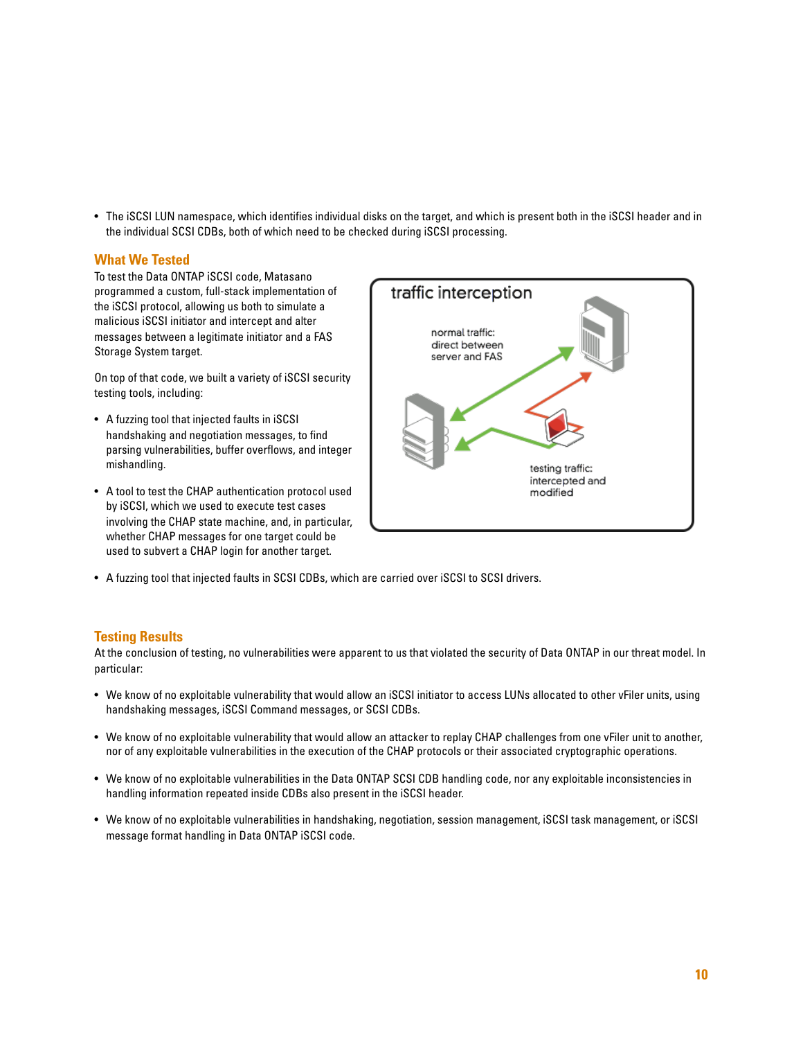- The iSCSI LUN namespace, which identifies individual disks on the target, and which is present both in the iSCSI header and in the individual SCSI CDBs, both of which need to be checked during iSCSI processing.

## What We Tested

To test the Data ONTAP iSCSI code, Matasano programmed a custom, full-stack implementation of the iSCSI protocol, allowing us both to simulate a malicious iSCSI initiator and intercept and alter messages between a legitimate initiator and a FAS Storage System target.

On top of that code, we built a variety of iSCSI security testing tools, including:

- A fuzzing tool that injected faults in iSCSI handshaking and negotiation messages, to find parsing vulnerabilities, buffer overflows, and integer mishandling.
- A tool to test the CHAP authentication protocol used by iSCSI, which we used to execute test cases involving the CHAP state machine, and, in particular, whether CHAP messages for one target could be used to subvert a CHAP login for another target.
- A fuzzing tool that injected faults in SCSI CDBs, which are carried over iSCSI to SCSI drivers.

traffic interception

normal traffic: direct between server and FAS

testing traffic: intercepted and modified

## Testing Results

At the conclusion of testing, no vulnerabilities were apparent to us that violated the security of Data ONTAP in our threat model. In particular:

- We know of no exploitable vulnerability that would allow an iSCSI initiator to access LUNs allocated to other vFiler units, using handshaking messages, iSCSI Command messages, or SCSI CDBs.
- We know of no exploitable vulnerability that would allow an attacker to replay CHAP challenges from one vFiler unit to another, nor of any exploitable vulnerabilities in the execution of the CHAP protocols or their associated cryptographic operations.
- We know of no exploitable vulnerabilities in the Data ONTAP SCSI CDB handling code, nor any exploitable inconsistencies in handling information repeated inside CDBs also present in the iSCSI header.
- We know of no exploitable vulnerabilities in handshaking, negotiation, session management, iSCSI task management, or iSCSI message format handling in Data ONTAP iSCSI code.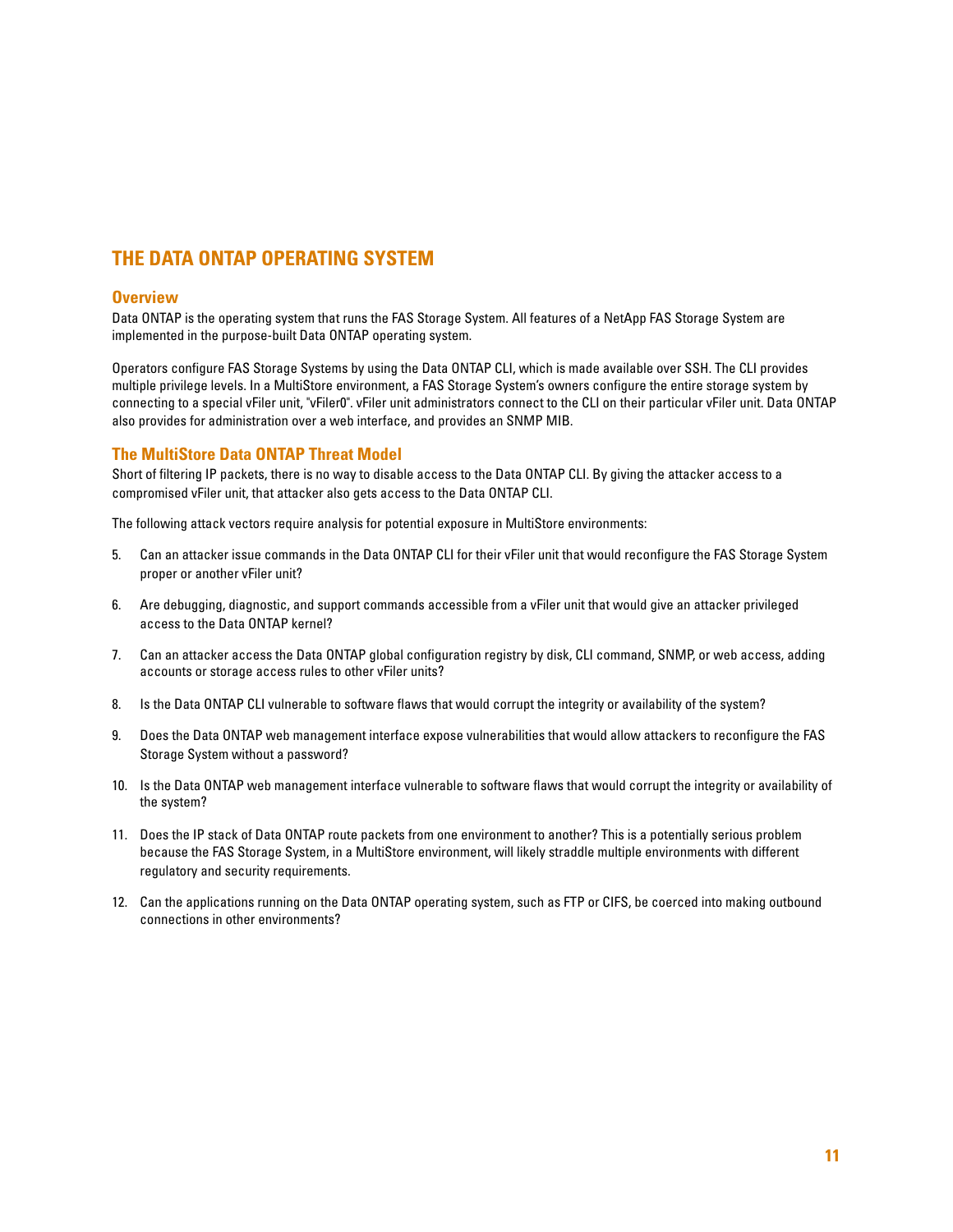# THE DATA ONTAP OPERATING SYSTEM

## Overview

Data ONTAP is the operating system that runs the FAS Storage System. All features of a NetApp FAS Storage System are implemented in the purpose-built Data ONTAP operating system.

Operators configure FAS Storage Systems by using the Data ONTAP CLI, which is made available over SSH. The CLI provides multiple privilege levels. In a MultiStore environment, a FAS Storage System's owners configure the entire storage system by connecting to a special vFiler unit, "vFiler0". vFiler unit administrators connect to the CLI on their particular vFiler unit. Data ONTAP also provides for administration over a web interface, and provides an SNMP MIB.

## The MultiStore Data ONTAP Threat Model

Short of filtering IP packets, there is no way to disable access to the Data ONTAP CLI. By giving the attacker access to a compromised vFiler unit, that attacker also gets access to the Data ONTAP CLI.

The following attack vectors require analysis for potential exposure in MultiStore environments:

5. Can an attacker issue commands in the Data ONTAP CLI for their vFiler unit that would reconfigure the FAS Storage System proper or another vFiler unit?

6. Are debugging, diagnostic, and support commands accessible from a vFiler unit that would give an attacker privileged access to the Data ONTAP kernel?

7. Can an attacker access the Data ONTAP global configuration registry by disk, CLI command, SNMP, or web access, adding accounts or storage access rules to other vFiler units?

8. Is the Data ONTAP CLI vulnerable to software flaws that would corrupt the integrity or availability of the system?

9. Does the Data ONTAP web management interface expose vulnerabilities that would allow attackers to reconfigure the FAS Storage System without a password?

10. Is the Data ONTAP web management interface vulnerable to software flaws that would corrupt the integrity or availability of the system?

11. Does the IP stack of Data ONTAP route packets from one environment to another? This is a potentially serious problem because the FAS Storage System, in a MultiStore environment, will likely straddle multiple environments with different regulatory and security requirements.

12. Can the applications running on the Data ONTAP operating system, such as FTP or CIFS, be coerced into making outbound connections in other environments?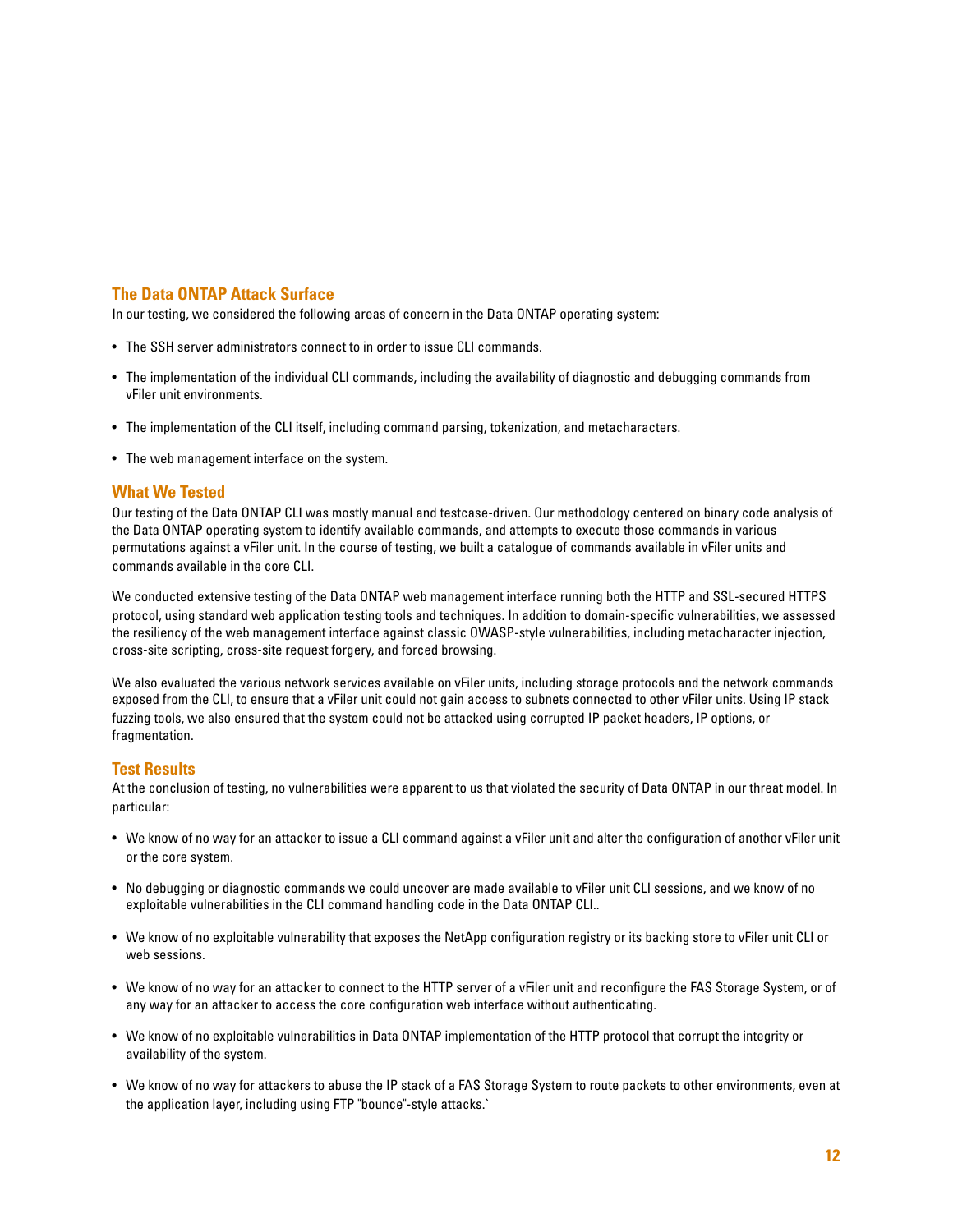## The Data ONTAP Attack Surface

In our testing, we considered the following areas of concern in the Data ONTAP operating system:

- The SSH server administrators connect to in order to issue CLI commands.
- The implementation of the individual CLI commands, including the availability of diagnostic and debugging commands from vFiler unit environments.
- The implementation of the CLI itself, including command parsing, tokenization, and metacharacters.
- The web management interface on the system.

## What We Tested

Our testing of the Data ONTAP CLI was mostly manual and testcase-driven. Our methodology centered on binary code analysis of the Data ONTAP operating system to identify available commands, and attempts to execute those commands in various permutations against a vFiler unit. In the course of testing, we built a catalogue of commands available in vFiler units and commands available in the core CLI.

We conducted extensive testing of the Data ONTAP web management interface running both the HTTP and SSL-secured HTTPS protocol, using standard web application testing tools and techniques. In addition to domain-specific vulnerabilities, we assessed the resiliency of the web management interface against classic OWASP-style vulnerabilities, including metacharacter injection, cross-site scripting, cross-site request forgery, and forced browsing.

We also evaluated the various network services available on vFiler units, including storage protocols and the network commands exposed from the CLI, to ensure that a vFiler unit could not gain access to subnets connected to other vFiler units. Using IP stack fuzzing tools, we also ensured that the system could not be attacked using corrupted IP packet headers, IP options, or fragmentation.

## Test Results

At the conclusion of testing, no vulnerabilities were apparent to us that violated the security of Data ONTAP in our threat model. In particular:

- We know of no way for an attacker to issue a CLI command against a vFiler unit and alter the configuration of another vFiler unit or the core system.
- No debugging or diagnostic commands we could uncover are made available to vFiler unit CLI sessions, and we know of no exploitable vulnerabilities in the CLI command handling code in the Data ONTAP CLI..
- We know of no exploitable vulnerability that exposes the NetApp configuration registry or its backing store to vFiler unit CLI or web sessions.
- We know of no way for an attacker to connect to the HTTP server of a vFiler unit and reconfigure the FAS Storage System, or of any way for an attacker to access the core configuration web interface without authenticating.
- We know of no exploitable vulnerabilities in Data ONTAP implementation of the HTTP protocol that corrupt the integrity or availability of the system.
- We know of no way for attackers to abuse the IP stack of a FAS Storage System to route packets to other environments, even at the application layer, including using FTP "bounce"-style attacks.`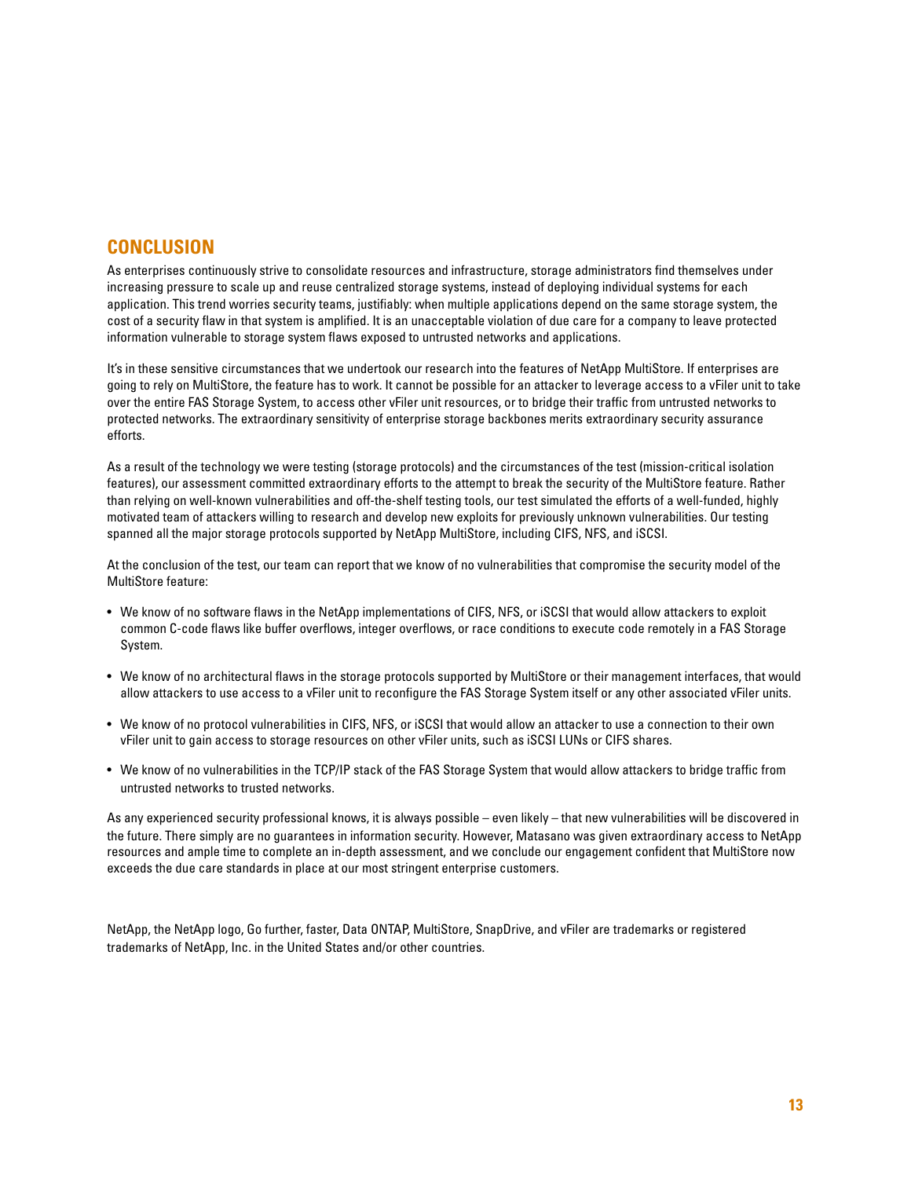## CONCLUSION

As enterprises continuously strive to consolidate resources and infrastructure, storage administrators find themselves under increasing pressure to scale up and reuse centralized storage systems, instead of deploying individual systems for each application. This trend worries security teams, justifiably: when multiple applications depend on the same storage system, the cost of a security flaw in that system is amplified. It is an unacceptable violation of due care for a company to leave protected information vulnerable to storage system flaws exposed to untrusted networks and applications.

It's in these sensitive circumstances that we undertook our research into the features of NetApp MultiStore. If enterprises are going to rely on MultiStore, the feature has to work. It cannot be possible for an attacker to leverage access to a vFiler unit to take over the entire FAS Storage System, to access other vFiler unit resources, or to bridge their traffic from untrusted networks to protected networks. The extraordinary sensitivity of enterprise storage backbones merits extraordinary security assurance efforts.

As a result of the technology we were testing (storage protocols) and the circumstances of the test (mission-critical isolation features), our assessment committed extraordinary efforts to the attempt to break the security of the MultiStore feature. Rather than relying on well-known vulnerabilities and off-the-shelf testing tools, our test simulated the efforts of a well-funded, highly motivated team of attackers willing to research and develop new exploits for previously unknown vulnerabilities. Our testing spanned all the major storage protocols supported by NetApp MultiStore, including CIFS, NFS, and iSCSI.

At the conclusion of the test, our team can report that we know of no vulnerabilities that compromise the security model of the MultiStore feature:

- We know of no software flaws in the NetApp implementations of CIFS, NFS, or iSCSI that would allow attackers to exploit common C-code flaws like buffer overflows, integer overflows, or race conditions to execute code remotely in a FAS Storage System.
- We know of no architectural flaws in the storage protocols supported by MultiStore or their management interfaces, that would allow attackers to use access to a vFiler unit to reconfigure the FAS Storage System itself or any other associated vFiler units.
- We know of no protocol vulnerabilities in CIFS, NFS, or iSCSI that would allow an attacker to use a connection to their own vFiler unit to gain access to storage resources on other vFiler units, such as iSCSI LUNs or CIFS shares.
- We know of no vulnerabilities in the TCP/IP stack of the FAS Storage System that would allow attackers to bridge traffic from untrusted networks to trusted networks.

As any experienced security professional knows, it is always possible – even likely – that new vulnerabilities will be discovered in the future. There simply are no guarantees in information security. However, Matasano was given extraordinary access to NetApp resources and ample time to complete an in-depth assessment, and we conclude our engagement confident that MultiStore now exceeds the due care standards in place at our most stringent enterprise customers.

NetApp, the NetApp logo, Go further, faster, Data ONTAP, MultiStore, SnapDrive, and vFiler are trademarks or registered trademarks of NetApp, Inc. in the United States and/or other countries.